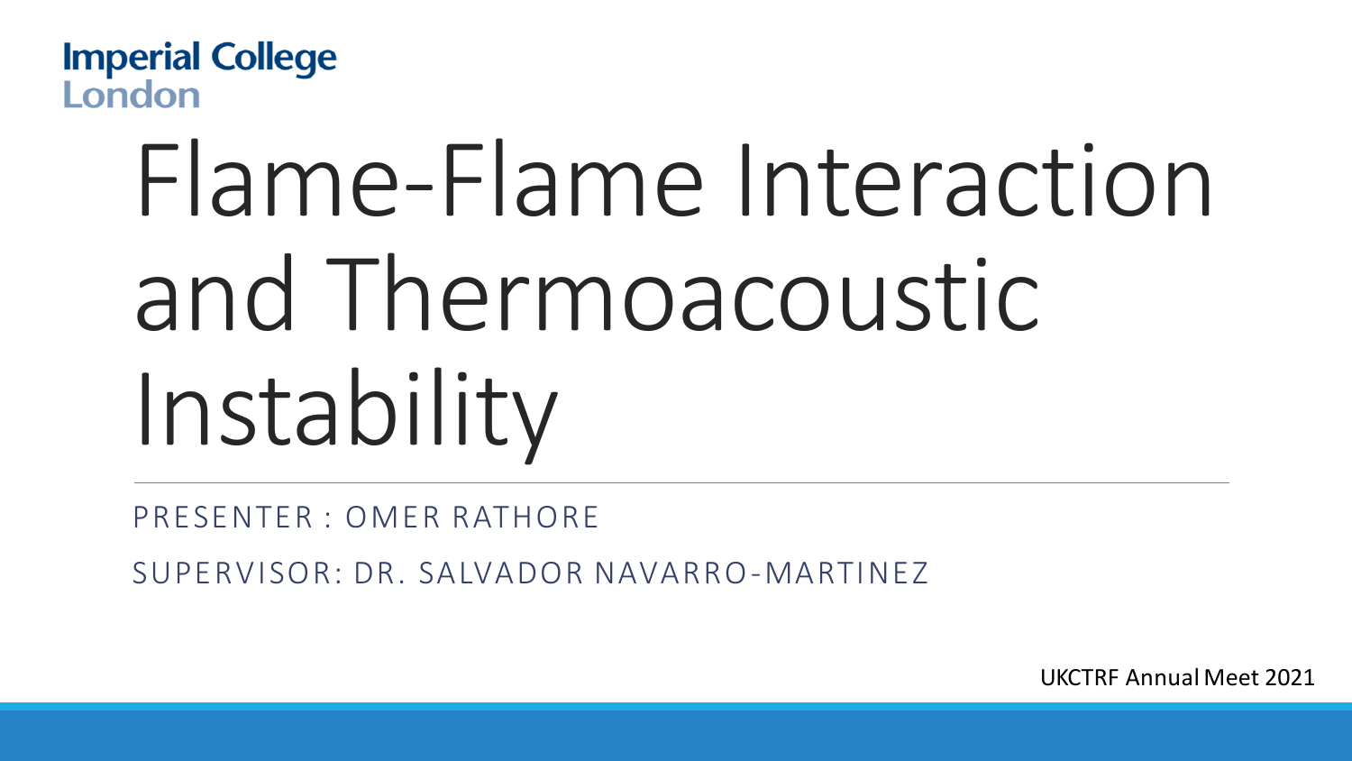Imperial College London

# Flame-Flame Interaction and Thermoacoustic Instability

PRESENTER : OMER RATHORE

SUPERVISOR: DR. SALVADOR NAVARRO-MARTINEZ

UKCTRF Annual Meet 2021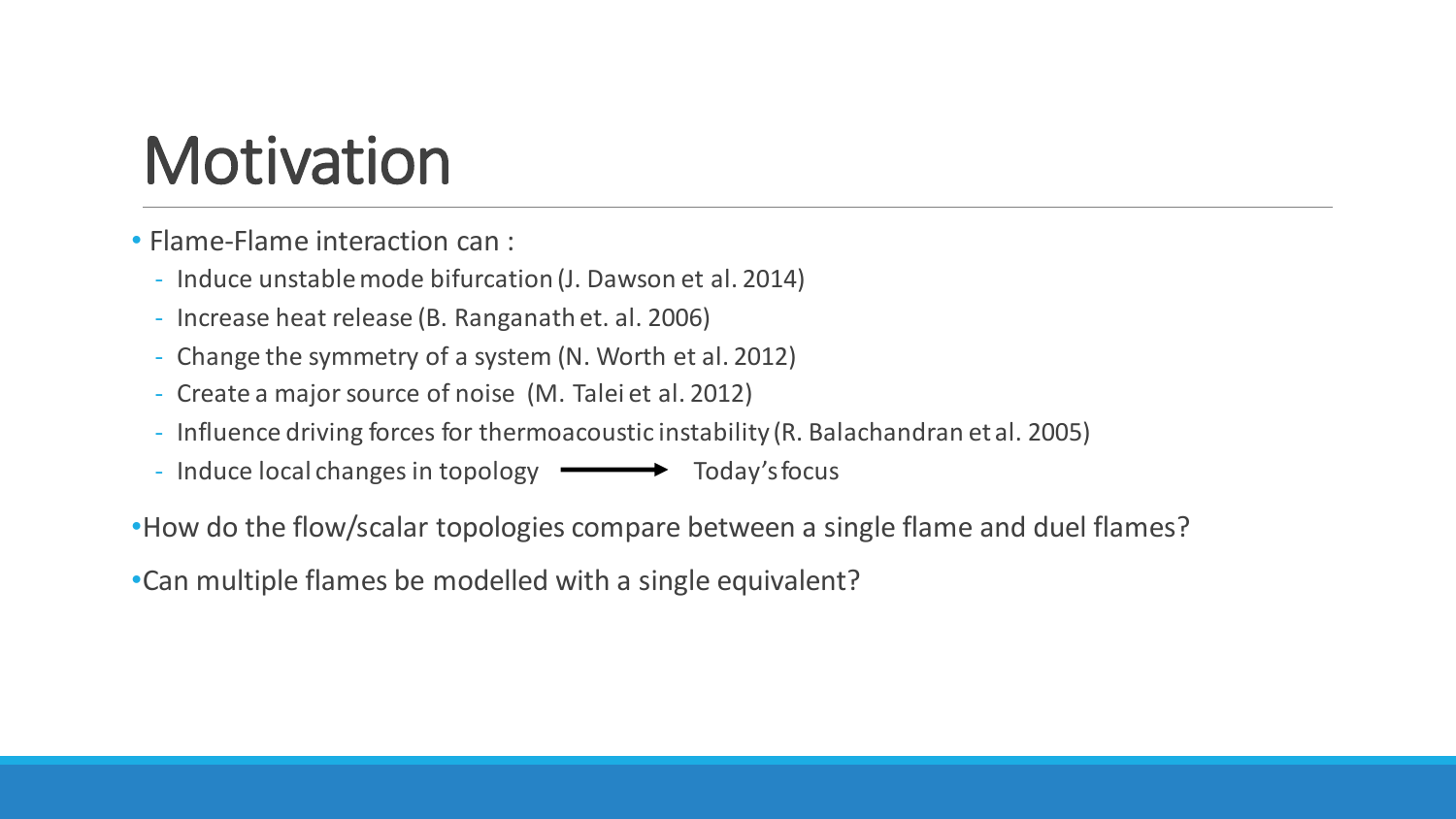# Motivation

- Flame-Flame interaction can :
  - Induce unstable mode bifurcation (J. Dawson et al. 2014)
  - Increase heat release (B. Ranganath et. al. 2006)
  - Change the symmetry of a system (N. Worth et al. 2012)
  - Create a major source of noise (M. Talei et al. 2012)
  - Influence driving forces for thermoacoustic instability (R. Balachandran et al. 2005)
  - Induce local changes in topology ⟶ Today's focus

- How do the flow/scalar topologies compare between a single flame and duel flames?
- Can multiple flames be modelled with a single equivalent?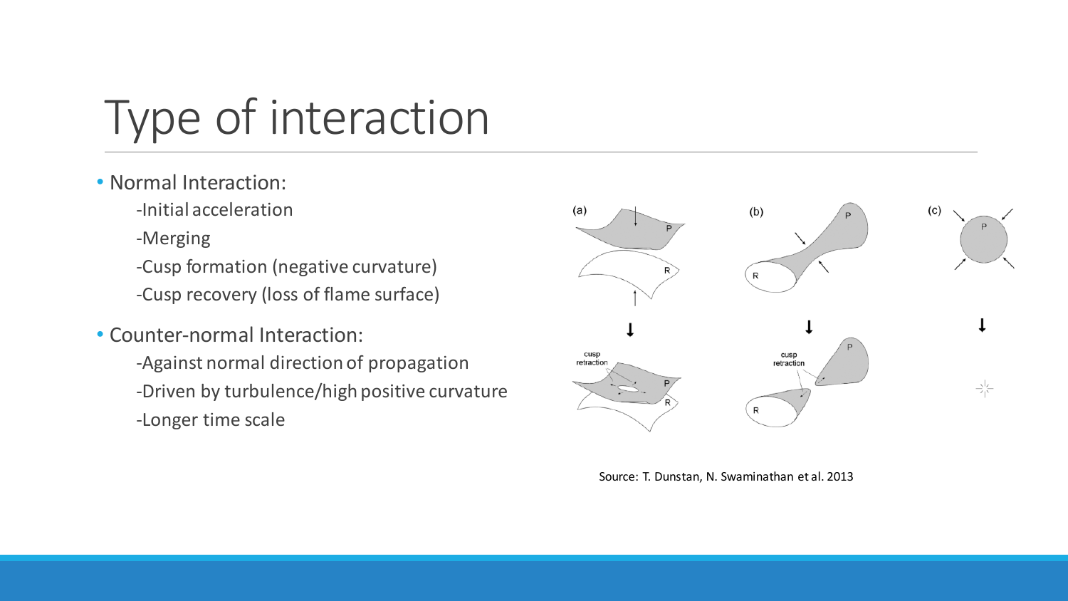# Type of interaction

- Normal Interaction:
  - -Initial acceleration
  - -Merging
  - -Cusp formation (negative curvature)
  - -Cusp recovery (loss of flame surface)
- Counter-normal Interaction:
  - -Against normal direction of propagation
  - -Driven by turbulence/high positive curvature
  - -Longer time scale

Source: T. Dunstan, N. Swaminathan et al. 2013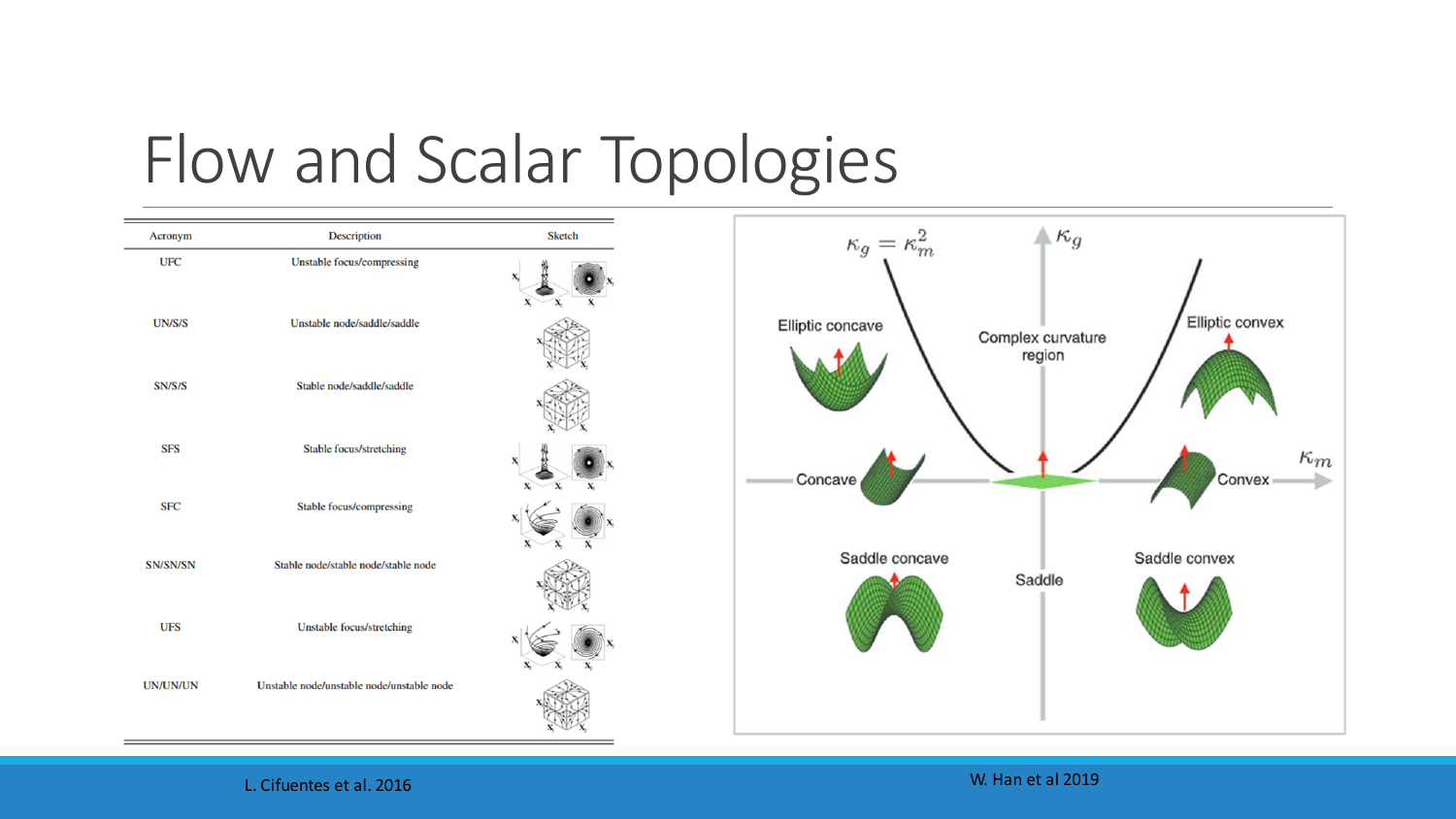# Flow and Scalar Topologies

| Acronym | Description | Sketch |
| --- | --- | --- |
| UFC | Unstable focus/compressing | |
| UN/S/S | Unstable node/saddle/saddle | |
| SN/S/S | Stable node/saddle/saddle | |
| SFS | Stable focus/stretching | |
| SFC | Stable focus/compressing | |
| SN/SN/SN | Stable node/stable node/stable node | |
| UFS | Unstable focus/stretching | |
| UN/UN/UN | Unstable node/unstable node/unstable node | |

L. Cifuentes et al. 2016

$\kappa_g = \kappa_m^2$ &nbsp; $\kappa_g$ &nbsp; $\kappa_m$

Elliptic concave · Complex curvature region · Elliptic convex · Concave · Convex · Saddle concave · Saddle · Saddle convex

W. Han et al 2019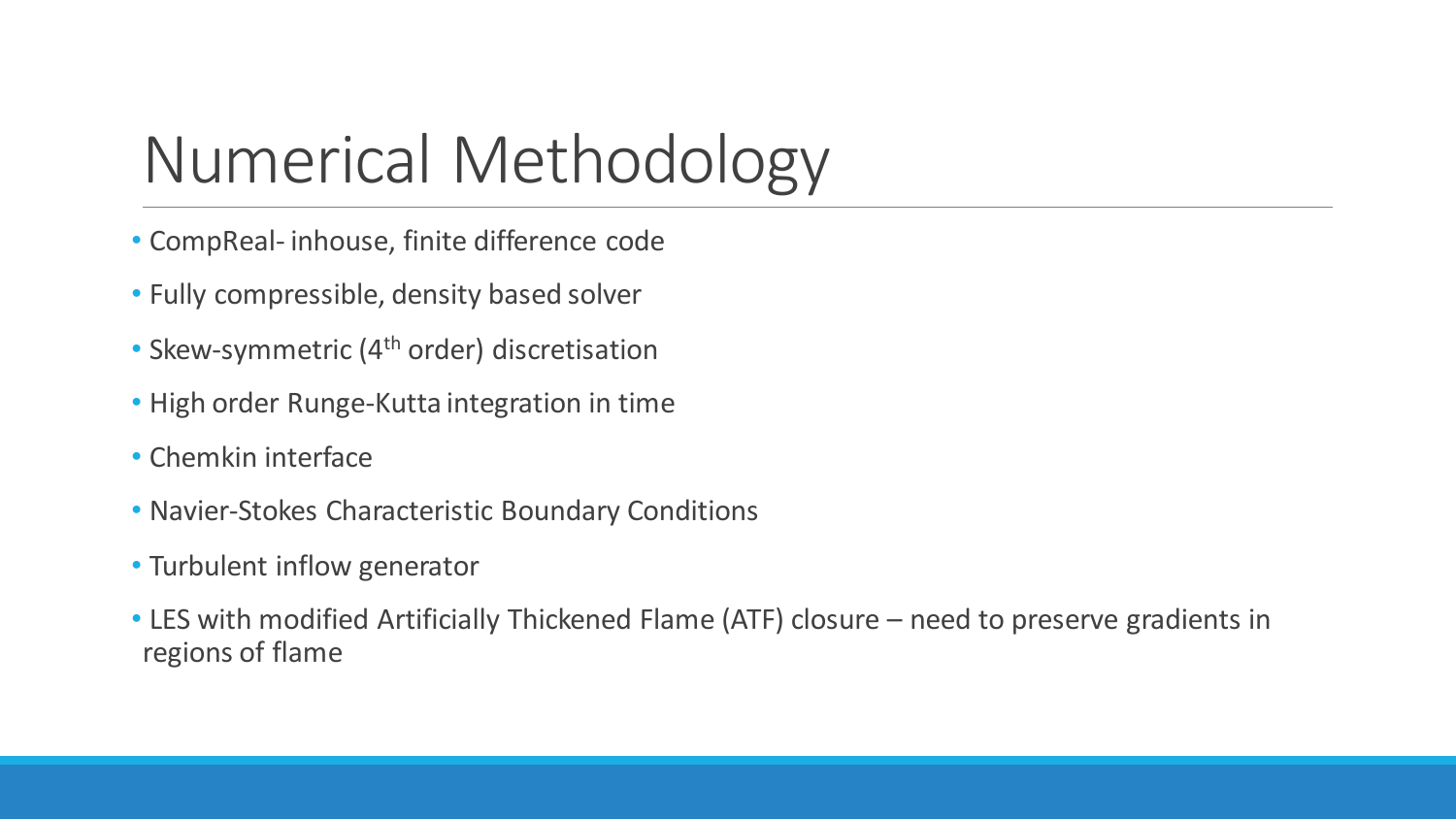# Numerical Methodology

- CompReal- inhouse, finite difference code
- Fully compressible, density based solver
- Skew-symmetric ($4^{th}$ order) discretisation
- High order Runge-Kutta integration in time
- Chemkin interface
- Navier-Stokes Characteristic Boundary Conditions
- Turbulent inflow generator
- LES with modified Artificially Thickened Flame (ATF) closure – need to preserve gradients in regions of flame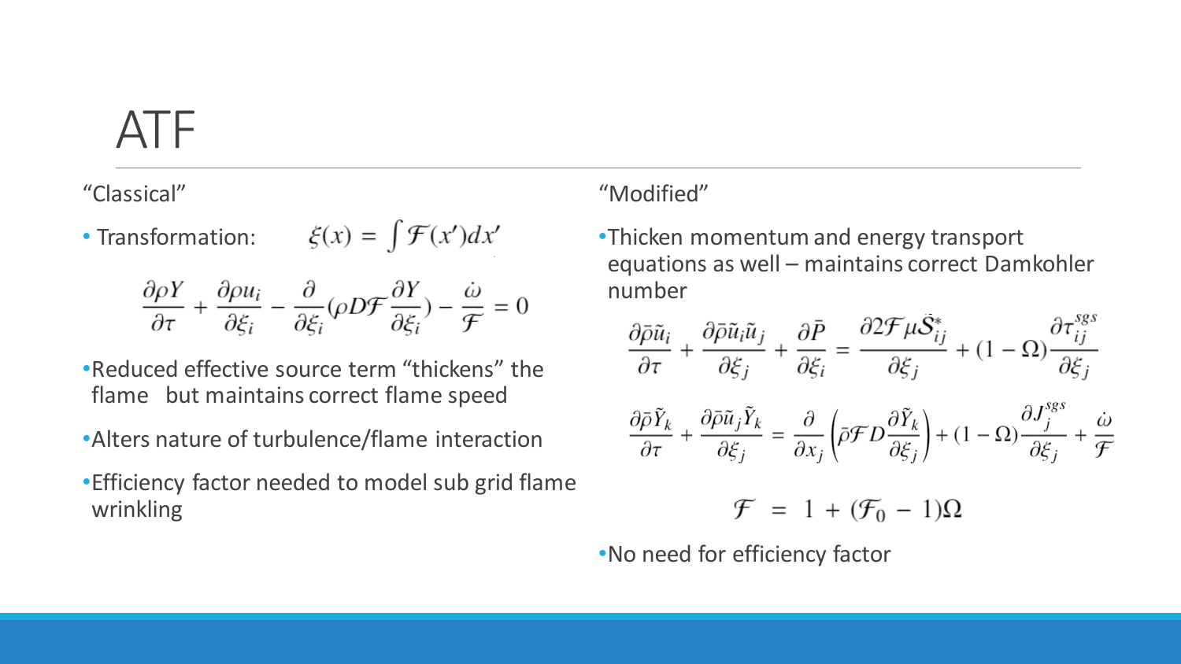# ATF

"Classical"

- Transformation: $\xi(x) = \int \mathcal{F}(x')dx'$

$$\frac{\partial \rho Y}{\partial \tau} + \frac{\partial \rho u_i}{\partial \xi_i} - \frac{\partial}{\partial \xi_i}(\rho D \mathcal{F} \frac{\partial Y}{\partial \xi_i}) - \frac{\dot{\omega}}{\mathcal{F}} = 0$$

- Reduced effective source term "thickens" the flame but maintains correct flame speed
- Alters nature of turbulence/flame interaction
- Efficiency factor needed to model sub grid flame wrinkling

"Modified"

- Thicken momentum and energy transport equations as well – maintains correct Damkohler number

$$\frac{\partial \bar{\rho}\tilde{u}_i}{\partial \tau} + \frac{\partial \bar{\rho}\tilde{u}_i\tilde{u}_j}{\partial \xi_j} + \frac{\partial \bar{P}}{\partial \xi_i} = \frac{\partial 2\mathcal{F}\mu\tilde{S}^*_{ij}}{\partial \xi_j} + (1-\Omega)\frac{\partial \tau^{sgs}_{ij}}{\partial \xi_j}$$

$$\frac{\partial \bar{\rho}\tilde{Y}_k}{\partial \tau} + \frac{\partial \bar{\rho}\tilde{u}_j\tilde{Y}_k}{\partial \xi_j} = \frac{\partial}{\partial x_j}\left(\bar{\rho}\mathcal{F}D\frac{\partial \tilde{Y}_k}{\partial \xi_j}\right) + (1-\Omega)\frac{\partial J^{sgs}_j}{\partial \xi_j} + \frac{\dot{\omega}}{\mathcal{F}}$$

$$\mathcal{F} = 1 + (\mathcal{F}_0 - 1)\Omega$$

- No need for efficiency factor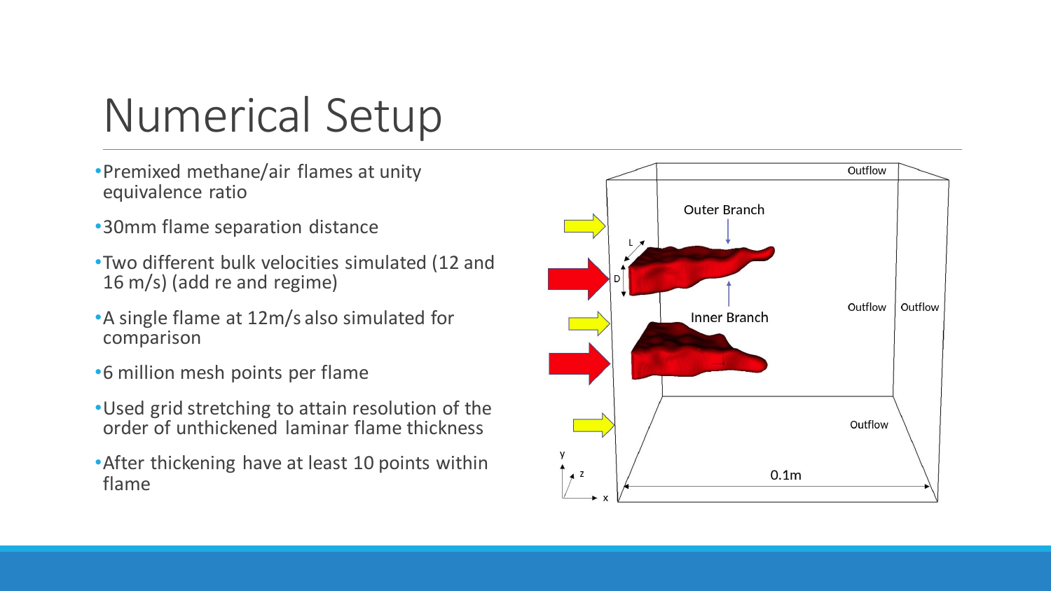# Numerical Setup

- Premixed methane/air flames at unity equivalence ratio
- 30mm flame separation distance
- Two different bulk velocities simulated (12 and 16 m/s) (add re and regime)
- A single flame at 12m/s also simulated for comparison
- 6 million mesh points per flame
- Used grid stretching to attain resolution of the order of unthickened laminar flame thickness
- After thickening have at least 10 points within flame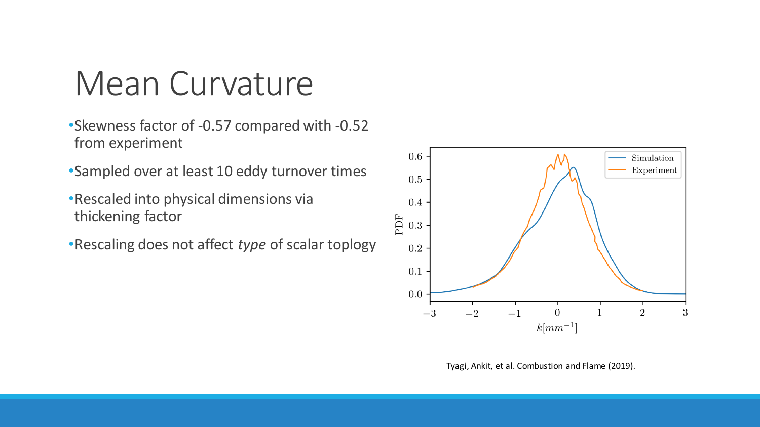# Mean Curvature

- Skewness factor of -0.57 compared with -0.52 from experiment
- Sampled over at least 10 eddy turnover times
- Rescaled into physical dimensions via thickening factor
- Rescaling does not affect *type* of scalar toplogy

Tyagi, Ankit, et al. Combustion and Flame (2019).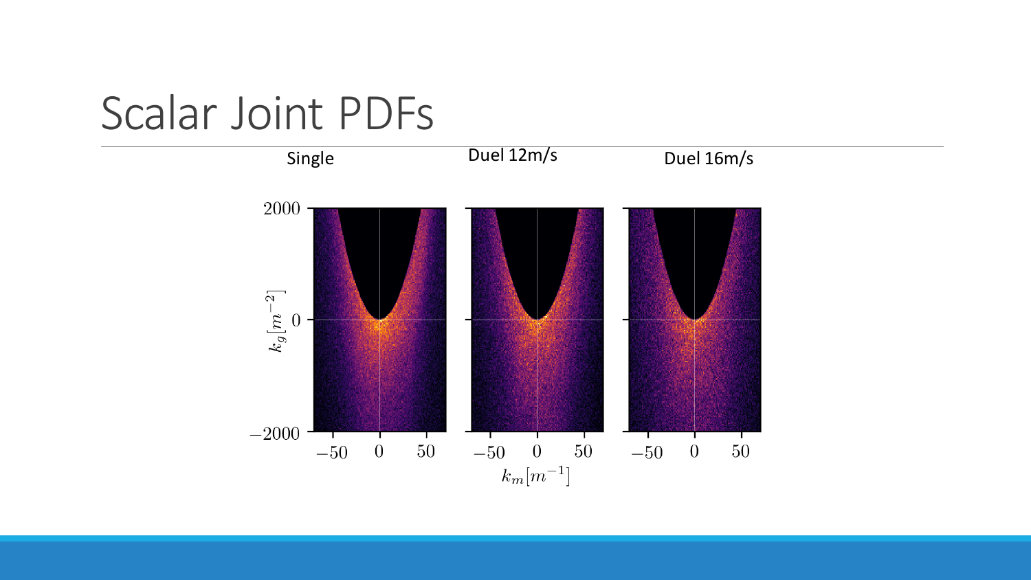# Scalar Joint PDFs

Single

Duel 12m/s

Duel 16m/s

$k_g [m^{-2}]$

$k_m [m^{-1}]$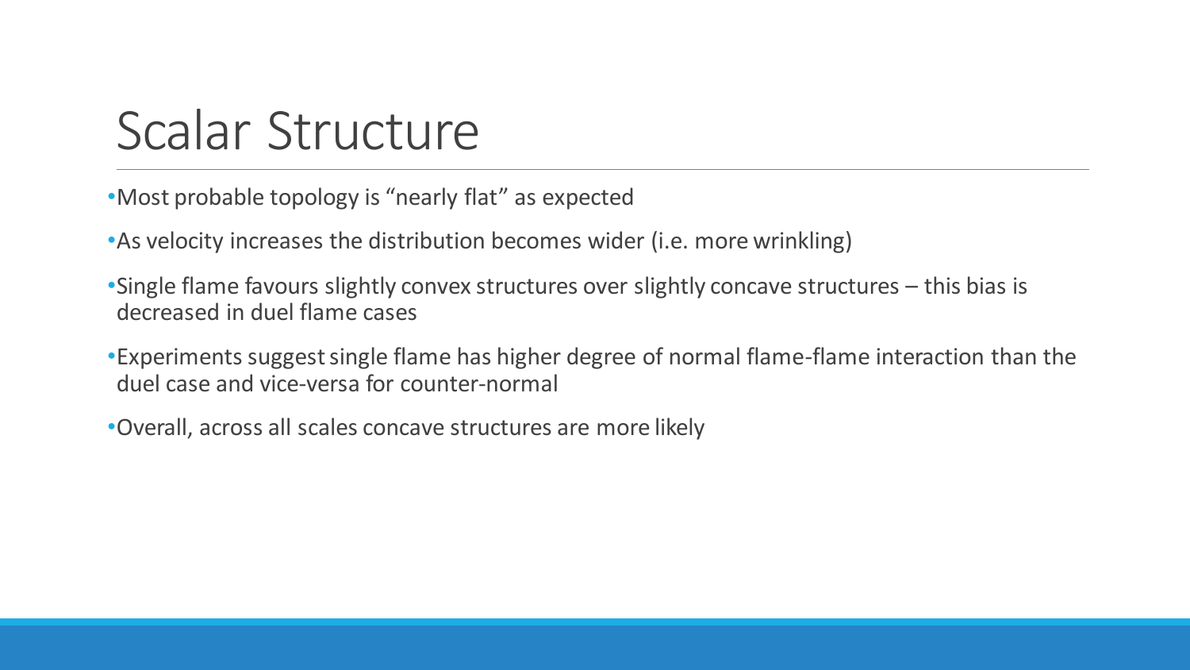# Scalar Structure

- Most probable topology is "nearly flat" as expected
- As velocity increases the distribution becomes wider (i.e. more wrinkling)
- Single flame favours slightly convex structures over slightly concave structures – this bias is decreased in duel flame cases
- Experiments suggest single flame has higher degree of normal flame-flame interaction than the duel case and vice-versa for counter-normal
- Overall, across all scales concave structures are more likely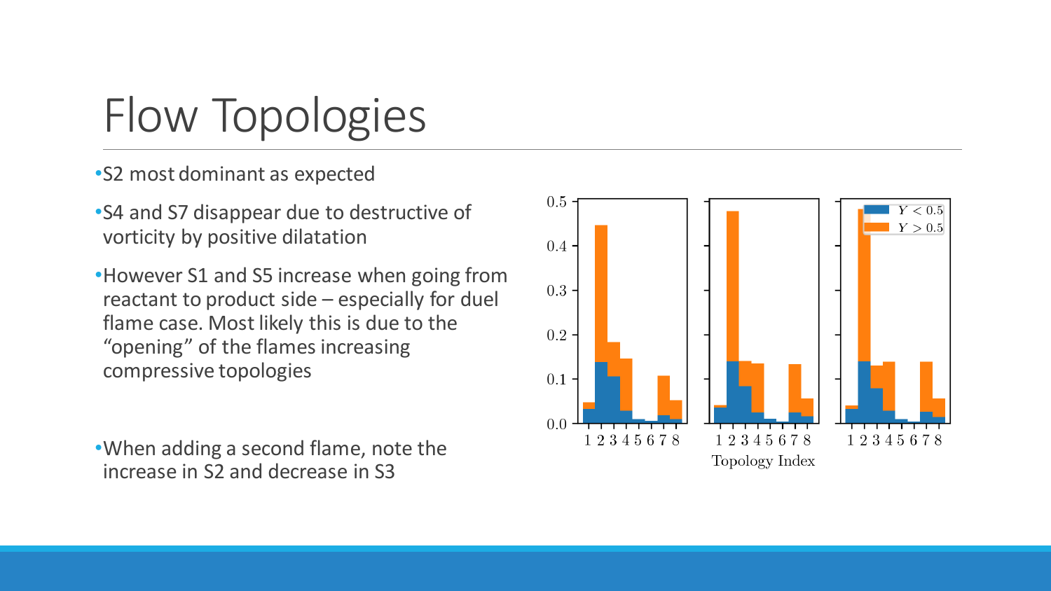# Flow Topologies

- S2 most dominant as expected
- S4 and S7 disappear due to destructive of vorticity by positive dilatation
- However S1 and S5 increase when going from reactant to product side – especially for duel flame case. Most likely this is due to the "opening" of the flames increasing compressive topologies
- When adding a second flame, note the increase in S2 and decrease in S3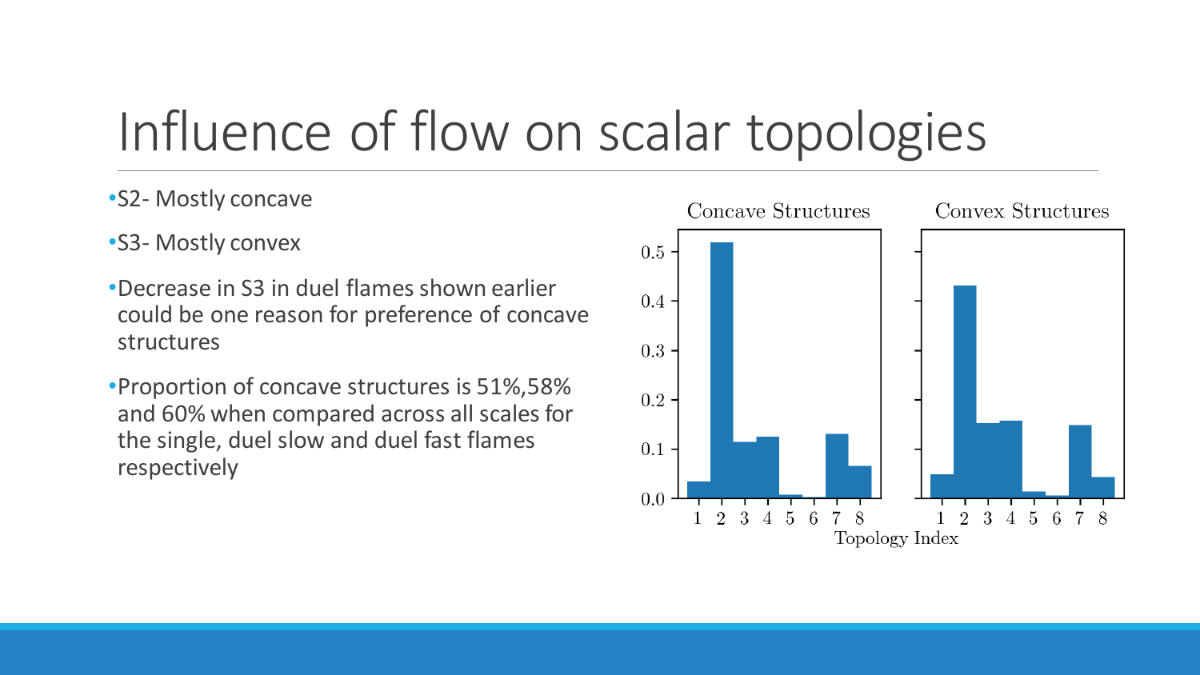# Influence of flow on scalar topologies

- S2- Mostly concave
- S3- Mostly convex
- Decrease in S3 in duel flames shown earlier could be one reason for preference of concave structures
- Proportion of concave structures is 51%,58% and 60% when compared across all scales for the single, duel slow and duel fast flames respectively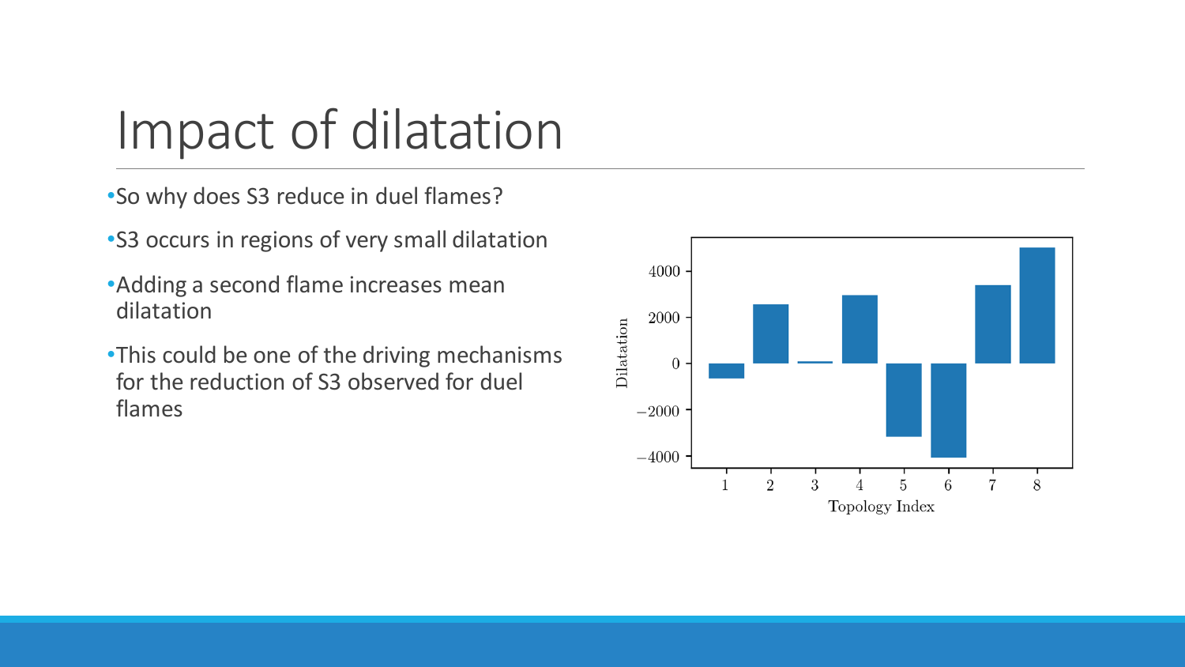# Impact of dilatation

- So why does S3 reduce in duel flames?
- S3 occurs in regions of very small dilatation
- Adding a second flame increases mean dilatation
- This could be one of the driving mechanisms for the reduction of S3 observed for duel flames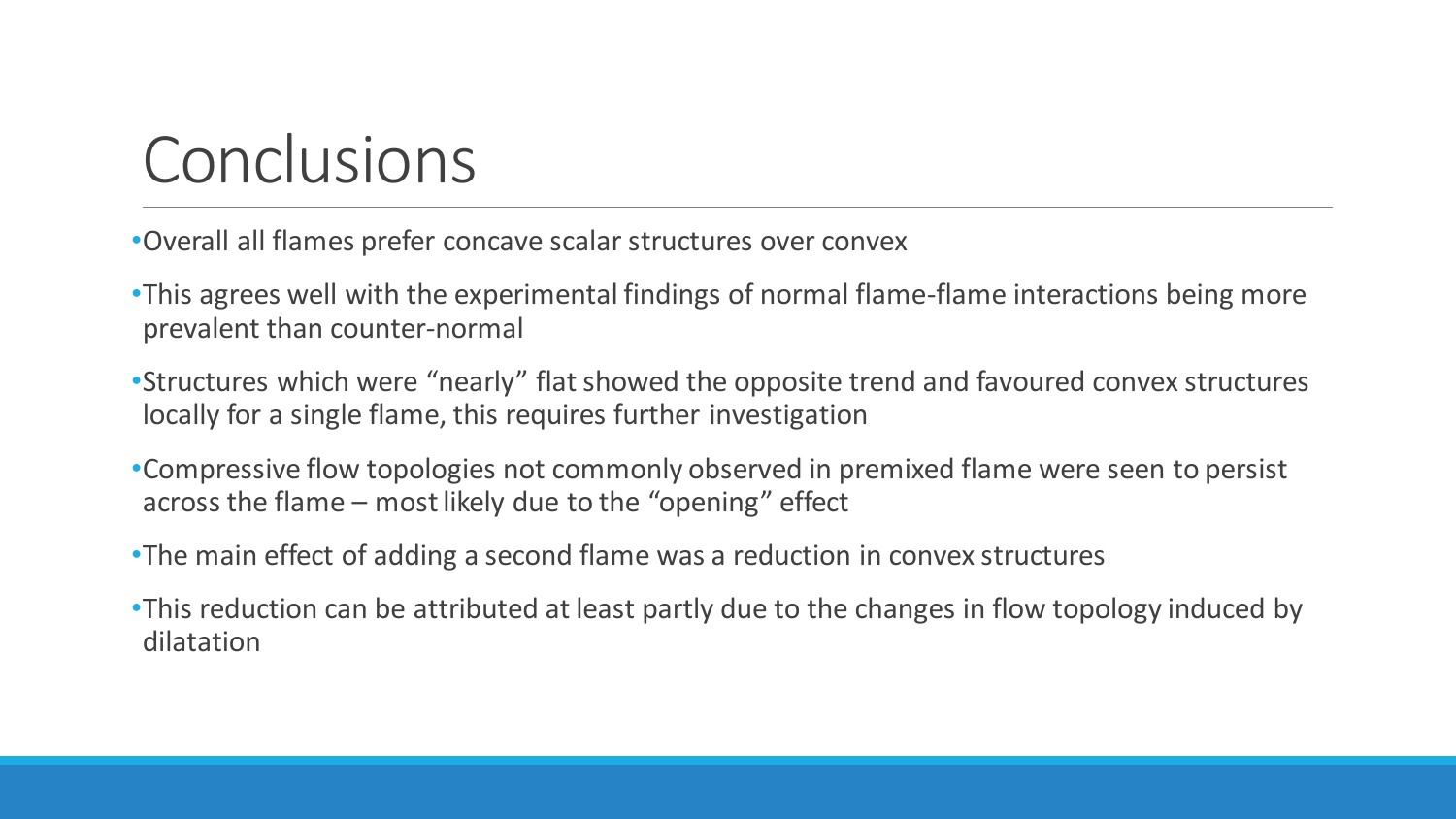# Conclusions

- Overall all flames prefer concave scalar structures over convex
- This agrees well with the experimental findings of normal flame-flame interactions being more prevalent than counter-normal
- Structures which were “nearly” flat showed the opposite trend and favoured convex structures locally for a single flame, this requires further investigation
- Compressive flow topologies not commonly observed in premixed flame were seen to persist across the flame – most likely due to the “opening” effect
- The main effect of adding a second flame was a reduction in convex structures
- This reduction can be attributed at least partly due to the changes in flow topology induced by dilatation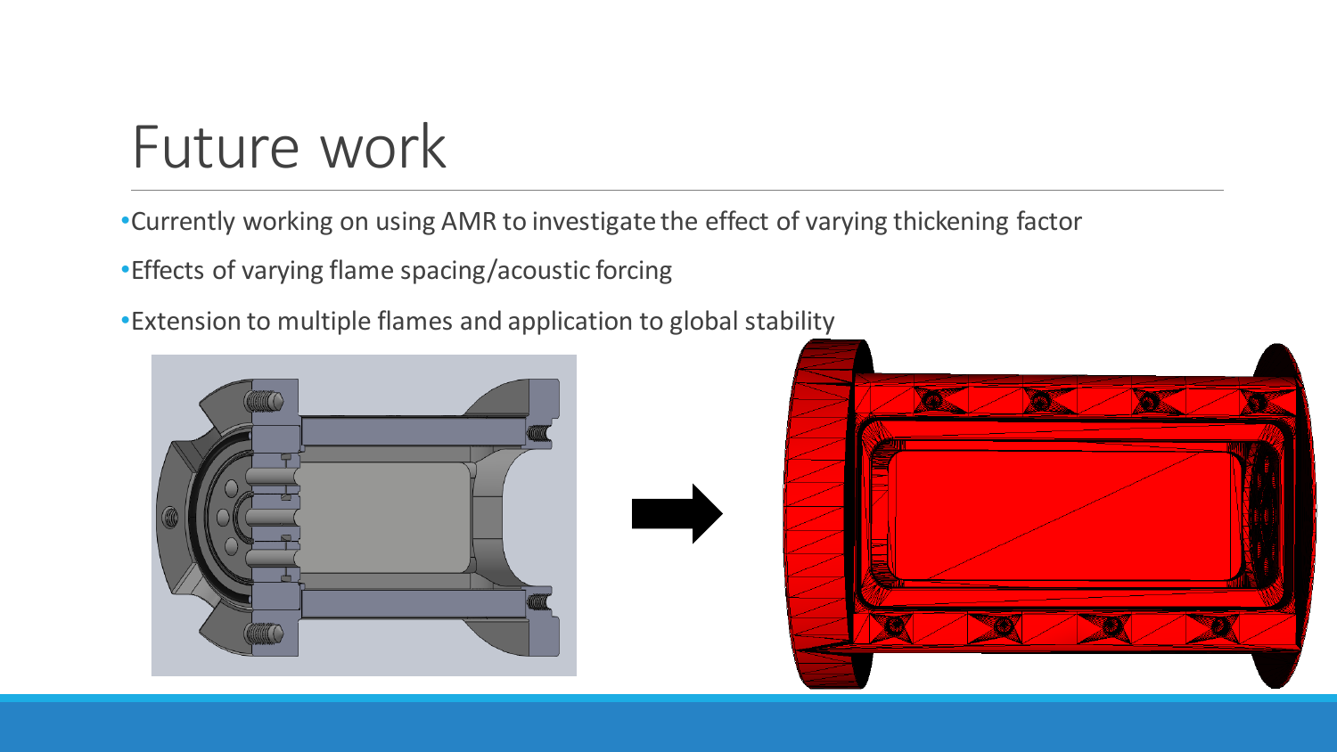# Future work

- Currently working on using AMR to investigate the effect of varying thickening factor
- Effects of varying flame spacing/acoustic forcing
- Extension to multiple flames and application to global stability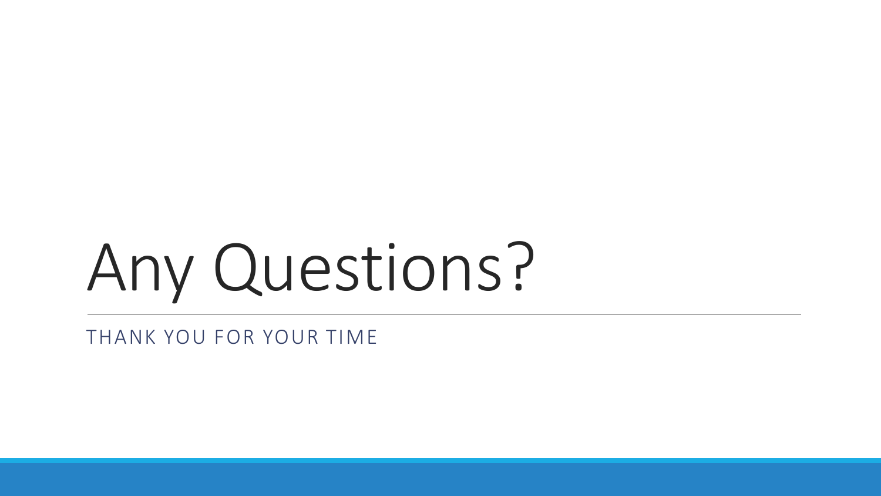# Any Questions?

THANK YOU FOR YOUR TIME